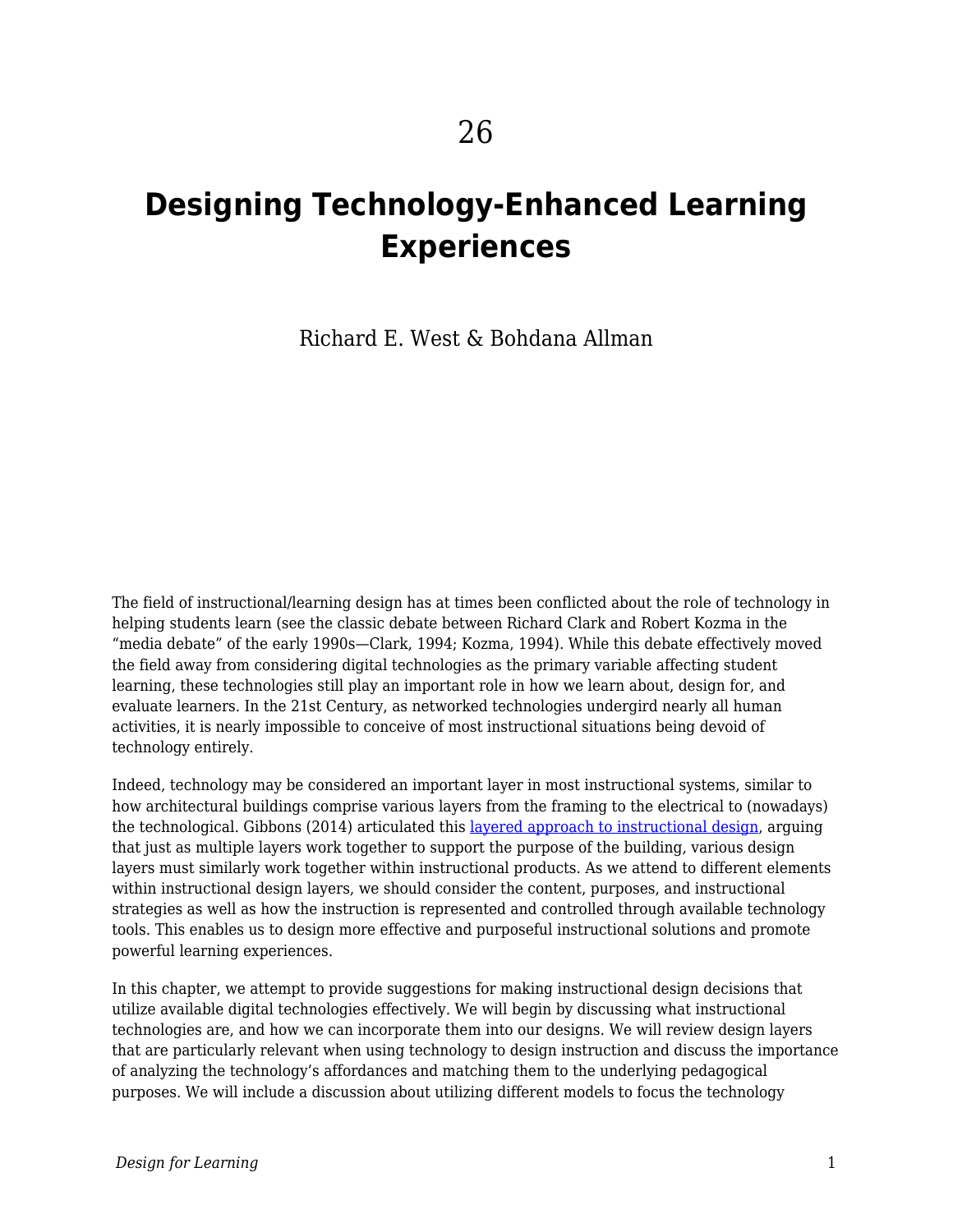26

# Designing Technology-Enhanced Learning Experiences

Richard E. West & Bohdana Allman

The field of instructional/learning design has at times been conflicted about the role of technology in helping students learn (see the classic debate between Richard Clark and Robert Kozma in the "media debate" of the early 1990s—Clark, 1994; Kozma, 1994). While this debate effectively moved the field away from considering digital technologies as the primary variable affecting student learning, these technologies still play an important role in how we learn about, design for, and evaluate learners. In the 21st Century, as networked technologies undergird nearly all human activities, it is nearly impossible to conceive of most instructional situations being devoid of technology entirely.

Indeed, technology may be considered an important layer in most instructional systems, similar to how architectural buildings comprise various layers from the framing to the electrical to (nowadays) the technological. Gibbons (2014) articulated this layered approach to instructional design, arguing that just as multiple layers work together to support the purpose of the building, various design layers must similarly work together within instructional products. As we attend to different elements within instructional design layers, we should consider the content, purposes, and instructional strategies as well as how the instruction is represented and controlled through available technology tools. This enables us to design more effective and purposeful instructional solutions and promote powerful learning experiences.

In this chapter, we attempt to provide suggestions for making instructional design decisions that utilize available digital technologies effectively. We will begin by discussing what instructional technologies are, and how we can incorporate them into our designs. We will review design layers that are particularly relevant when using technology to design instruction and discuss the importance of analyzing the technology's affordances and matching them to the underlying pedagogical purposes. We will include a discussion about utilizing different models to focus the technology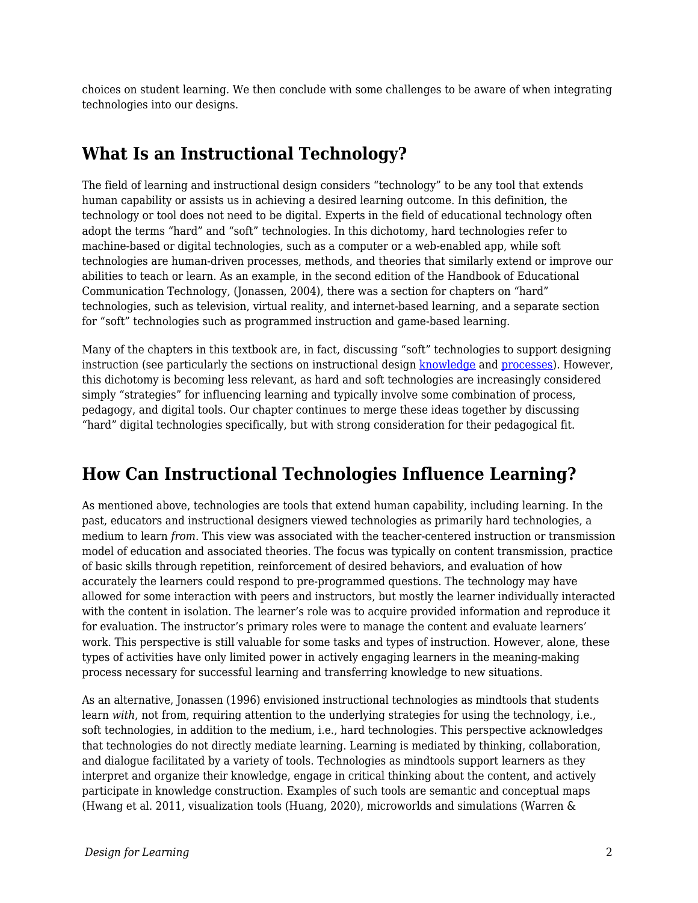choices on student learning. We then conclude with some challenges to be aware of when integrating technologies into our designs.

## What Is an Instructional Technology?

The field of learning and instructional design considers "technology" to be any tool that extends human capability or assists us in achieving a desired learning outcome. In this definition, the technology or tool does not need to be digital. Experts in the field of educational technology often adopt the terms "hard" and "soft" technologies. In this dichotomy, hard technologies refer to machine-based or digital technologies, such as a computer or a web-enabled app, while soft technologies are human-driven processes, methods, and theories that similarly extend or improve our abilities to teach or learn. As an example, in the second edition of the Handbook of Educational Communication Technology, (Jonassen, 2004), there was a section for chapters on "hard" technologies, such as television, virtual reality, and internet-based learning, and a separate section for "soft" technologies such as programmed instruction and game-based learning.

Many of the chapters in this textbook are, in fact, discussing "soft" technologies to support designing instruction (see particularly the sections on instructional design knowledge and processes). However, this dichotomy is becoming less relevant, as hard and soft technologies are increasingly considered simply "strategies" for influencing learning and typically involve some combination of process, pedagogy, and digital tools. Our chapter continues to merge these ideas together by discussing "hard" digital technologies specifically, but with strong consideration for their pedagogical fit.

## How Can Instructional Technologies Influence Learning?

As mentioned above, technologies are tools that extend human capability, including learning. In the past, educators and instructional designers viewed technologies as primarily hard technologies, a medium to learn *from*. This view was associated with the teacher-centered instruction or transmission model of education and associated theories. The focus was typically on content transmission, practice of basic skills through repetition, reinforcement of desired behaviors, and evaluation of how accurately the learners could respond to pre-programmed questions. The technology may have allowed for some interaction with peers and instructors, but mostly the learner individually interacted with the content in isolation. The learner's role was to acquire provided information and reproduce it for evaluation. The instructor's primary roles were to manage the content and evaluate learners' work. This perspective is still valuable for some tasks and types of instruction. However, alone, these types of activities have only limited power in actively engaging learners in the meaning-making process necessary for successful learning and transferring knowledge to new situations.

As an alternative, Jonassen (1996) envisioned instructional technologies as mindtools that students learn *with*, not from, requiring attention to the underlying strategies for using the technology, i.e., soft technologies, in addition to the medium, i.e., hard technologies. This perspective acknowledges that technologies do not directly mediate learning. Learning is mediated by thinking, collaboration, and dialogue facilitated by a variety of tools. Technologies as mindtools support learners as they interpret and organize their knowledge, engage in critical thinking about the content, and actively participate in knowledge construction. Examples of such tools are semantic and conceptual maps (Hwang et al. 2011, visualization tools (Huang, 2020), microworlds and simulations (Warren &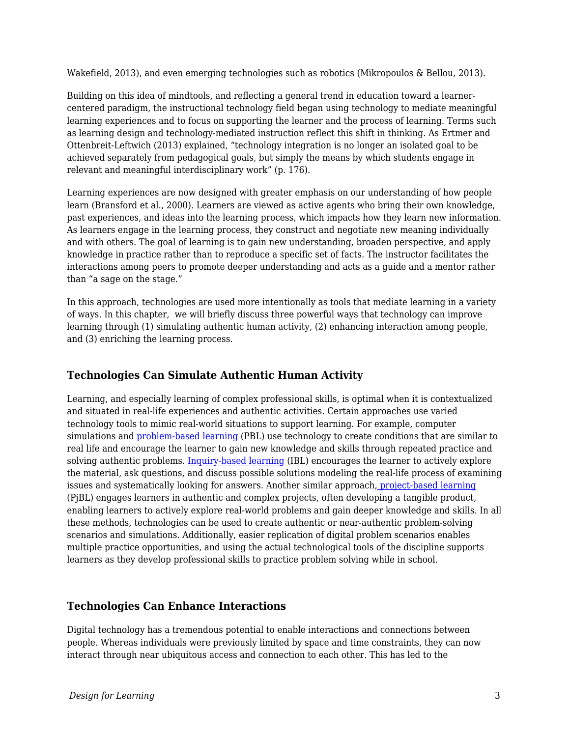Wakefield, 2013), and even emerging technologies such as robotics (Mikropoulos & Bellou, 2013).

Building on this idea of mindtools, and reflecting a general trend in education toward a learner-centered paradigm, the instructional technology field began using technology to mediate meaningful learning experiences and to focus on supporting the learner and the process of learning. Terms such as learning design and technology-mediated instruction reflect this shift in thinking. As Ertmer and Ottenbreit-Leftwich (2013) explained, "technology integration is no longer an isolated goal to be achieved separately from pedagogical goals, but simply the means by which students engage in relevant and meaningful interdisciplinary work" (p. 176).

Learning experiences are now designed with greater emphasis on our understanding of how people learn (Bransford et al., 2000). Learners are viewed as active agents who bring their own knowledge, past experiences, and ideas into the learning process, which impacts how they learn new information. As learners engage in the learning process, they construct and negotiate new meaning individually and with others. The goal of learning is to gain new understanding, broaden perspective, and apply knowledge in practice rather than to reproduce a specific set of facts. The instructor facilitates the interactions among peers to promote deeper understanding and acts as a guide and a mentor rather than "a sage on the stage."

In this approach, technologies are used more intentionally as tools that mediate learning in a variety of ways. In this chapter, we will briefly discuss three powerful ways that technology can improve learning through (1) simulating authentic human activity, (2) enhancing interaction among people, and (3) enriching the learning process.

## Technologies Can Simulate Authentic Human Activity

Learning, and especially learning of complex professional skills, is optimal when it is contextualized and situated in real-life experiences and authentic activities. Certain approaches use varied technology tools to mimic real-world situations to support learning. For example, computer simulations and problem-based learning (PBL) use technology to create conditions that are similar to real life and encourage the learner to gain new knowledge and skills through repeated practice and solving authentic problems. Inquiry-based learning (IBL) encourages the learner to actively explore the material, ask questions, and discuss possible solutions modeling the real-life process of examining issues and systematically looking for answers. Another similar approach, project-based learning (PjBL) engages learners in authentic and complex projects, often developing a tangible product, enabling learners to actively explore real-world problems and gain deeper knowledge and skills. In all these methods, technologies can be used to create authentic or near-authentic problem-solving scenarios and simulations. Additionally, easier replication of digital problem scenarios enables multiple practice opportunities, and using the actual technological tools of the discipline supports learners as they develop professional skills to practice problem solving while in school.

## Technologies Can Enhance Interactions

Digital technology has a tremendous potential to enable interactions and connections between people. Whereas individuals were previously limited by space and time constraints, they can now interact through near ubiquitous access and connection to each other. This has led to the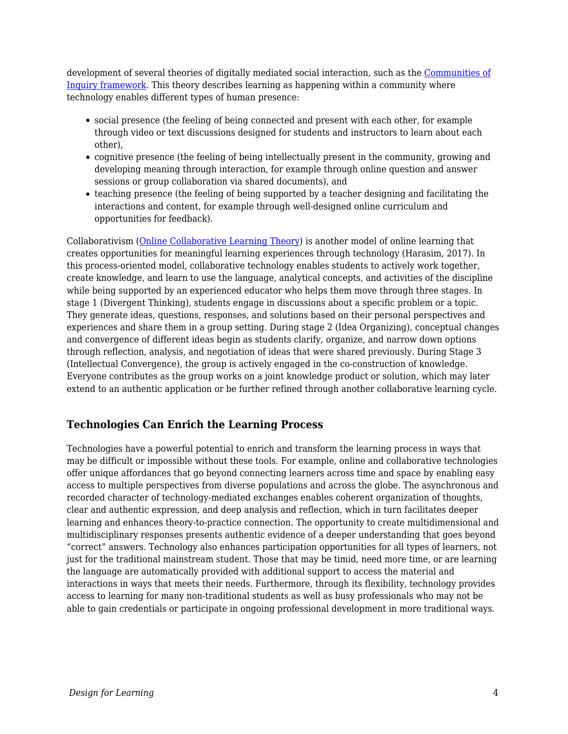development of several theories of digitally mediated social interaction, such as the [Communities of Inquiry framework](). This theory describes learning as happening within a community where technology enables different types of human presence:

- social presence (the feeling of being connected and present with each other, for example through video or text discussions designed for students and instructors to learn about each other),
- cognitive presence (the feeling of being intellectually present in the community, growing and developing meaning through interaction, for example through online question and answer sessions or group collaboration via shared documents), and
- teaching presence (the feeling of being supported by a teacher designing and facilitating the interactions and content, for example through well-designed online curriculum and opportunities for feedback).

Collaborativism ([Online Collaborative Learning Theory]()) is another model of online learning that creates opportunities for meaningful learning experiences through technology (Harasim, 2017). In this process-oriented model, collaborative technology enables students to actively work together, create knowledge, and learn to use the language, analytical concepts, and activities of the discipline while being supported by an experienced educator who helps them move through three stages. In stage 1 (Divergent Thinking), students engage in discussions about a specific problem or a topic. They generate ideas, questions, responses, and solutions based on their personal perspectives and experiences and share them in a group setting. During stage 2 (Idea Organizing), conceptual changes and convergence of different ideas begin as students clarify, organize, and narrow down options through reflection, analysis, and negotiation of ideas that were shared previously. During Stage 3 (Intellectual Convergence), the group is actively engaged in the co-construction of knowledge. Everyone contributes as the group works on a joint knowledge product or solution, which may later extend to an authentic application or be further refined through another collaborative learning cycle.

### Technologies Can Enrich the Learning Process

Technologies have a powerful potential to enrich and transform the learning process in ways that may be difficult or impossible without these tools. For example, online and collaborative technologies offer unique affordances that go beyond connecting learners across time and space by enabling easy access to multiple perspectives from diverse populations and across the globe. The asynchronous and recorded character of technology-mediated exchanges enables coherent organization of thoughts, clear and authentic expression, and deep analysis and reflection, which in turn facilitates deeper learning and enhances theory-to-practice connection. The opportunity to create multidimensional and multidisciplinary responses presents authentic evidence of a deeper understanding that goes beyond "correct" answers. Technology also enhances participation opportunities for all types of learners, not just for the traditional mainstream student. Those that may be timid, need more time, or are learning the language are automatically provided with additional support to access the material and interactions in ways that meets their needs. Furthermore, through its flexibility, technology provides access to learning for many non-traditional students as well as busy professionals who may not be able to gain credentials or participate in ongoing professional development in more traditional ways.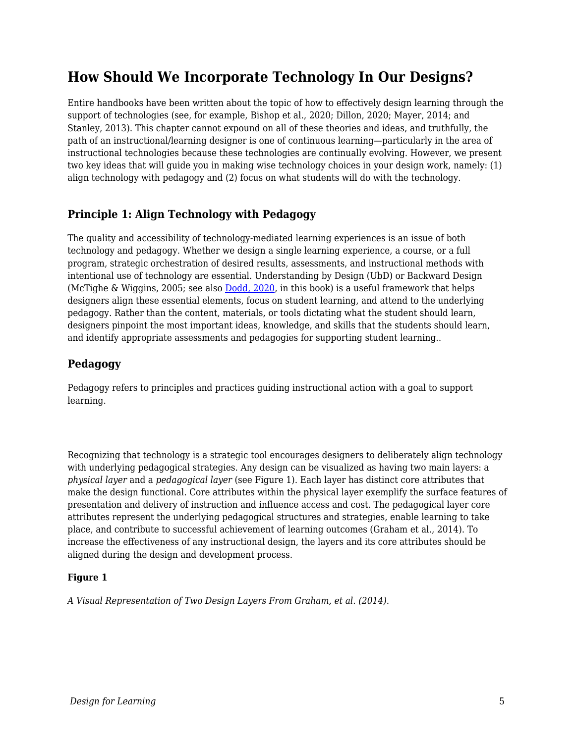## How Should We Incorporate Technology In Our Designs?

Entire handbooks have been written about the topic of how to effectively design learning through the support of technologies (see, for example, Bishop et al., 2020; Dillon, 2020; Mayer, 2014; and Stanley, 2013). This chapter cannot expound on all of these theories and ideas, and truthfully, the path of an instructional/learning designer is one of continuous learning—particularly in the area of instructional technologies because these technologies are continually evolving. However, we present two key ideas that will guide you in making wise technology choices in your design work, namely: (1) align technology with pedagogy and (2) focus on what students will do with the technology.

### Principle 1: Align Technology with Pedagogy

The quality and accessibility of technology-mediated learning experiences is an issue of both technology and pedagogy. Whether we design a single learning experience, a course, or a full program, strategic orchestration of desired results, assessments, and instructional methods with intentional use of technology are essential. Understanding by Design (UbD) or Backward Design (McTighe & Wiggins, 2005; see also [Dodd, 2020](), in this book) is a useful framework that helps designers align these essential elements, focus on student learning, and attend to the underlying pedagogy. Rather than the content, materials, or tools dictating what the student should learn, designers pinpoint the most important ideas, knowledge, and skills that the students should learn, and identify appropriate assessments and pedagogies for supporting student learning..

### Pedagogy

Pedagogy refers to principles and practices guiding instructional action with a goal to support learning.

Recognizing that technology is a strategic tool encourages designers to deliberately align technology with underlying pedagogical strategies. Any design can be visualized as having two main layers: a *physical layer* and a *pedagogical layer* (see Figure 1). Each layer has distinct core attributes that make the design functional. Core attributes within the physical layer exemplify the surface features of presentation and delivery of instruction and influence access and cost. The pedagogical layer core attributes represent the underlying pedagogical structures and strategies, enable learning to take place, and contribute to successful achievement of learning outcomes (Graham et al., 2014). To increase the effectiveness of any instructional design, the layers and its core attributes should be aligned during the design and development process.

**Figure 1**

*A Visual Representation of Two Design Layers From Graham, et al. (2014).*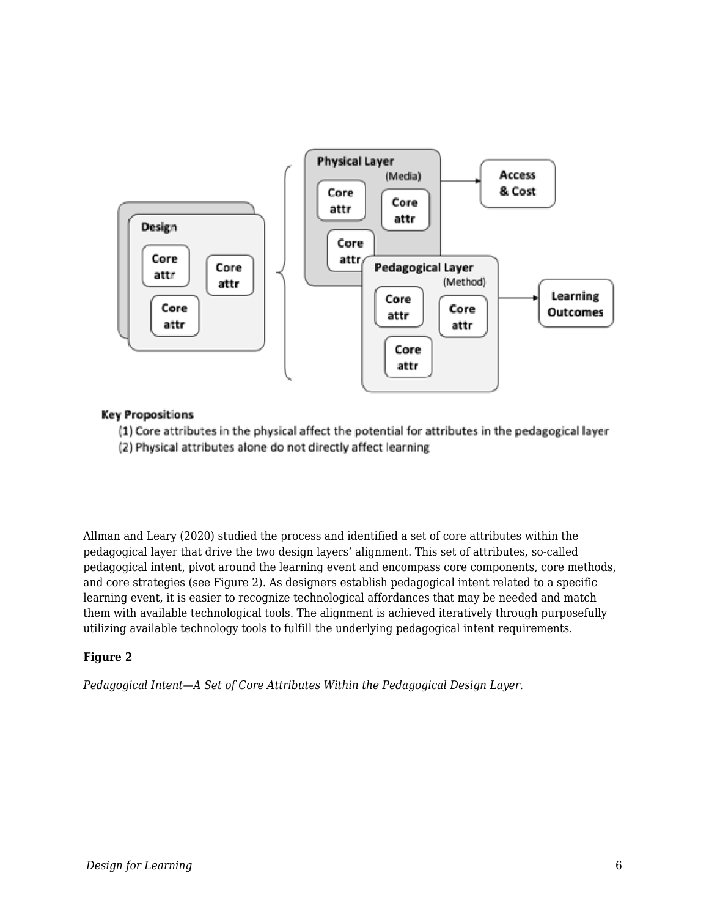Key Propositions

(1) Core attributes in the physical affect the potential for attributes in the pedagogical layer

(2) Physical attributes alone do not directly affect learning

Allman and Leary (2020) studied the process and identified a set of core attributes within the pedagogical layer that drive the two design layers' alignment. This set of attributes, so-called pedagogical intent, pivot around the learning event and encompass core components, core methods, and core strategies (see Figure 2). As designers establish pedagogical intent related to a specific learning event, it is easier to recognize technological affordances that may be needed and match them with available technological tools. The alignment is achieved iteratively through purposefully utilizing available technology tools to fulfill the underlying pedagogical intent requirements.

**Figure 2**

*Pedagogical Intent—A Set of Core Attributes Within the Pedagogical Design Layer.*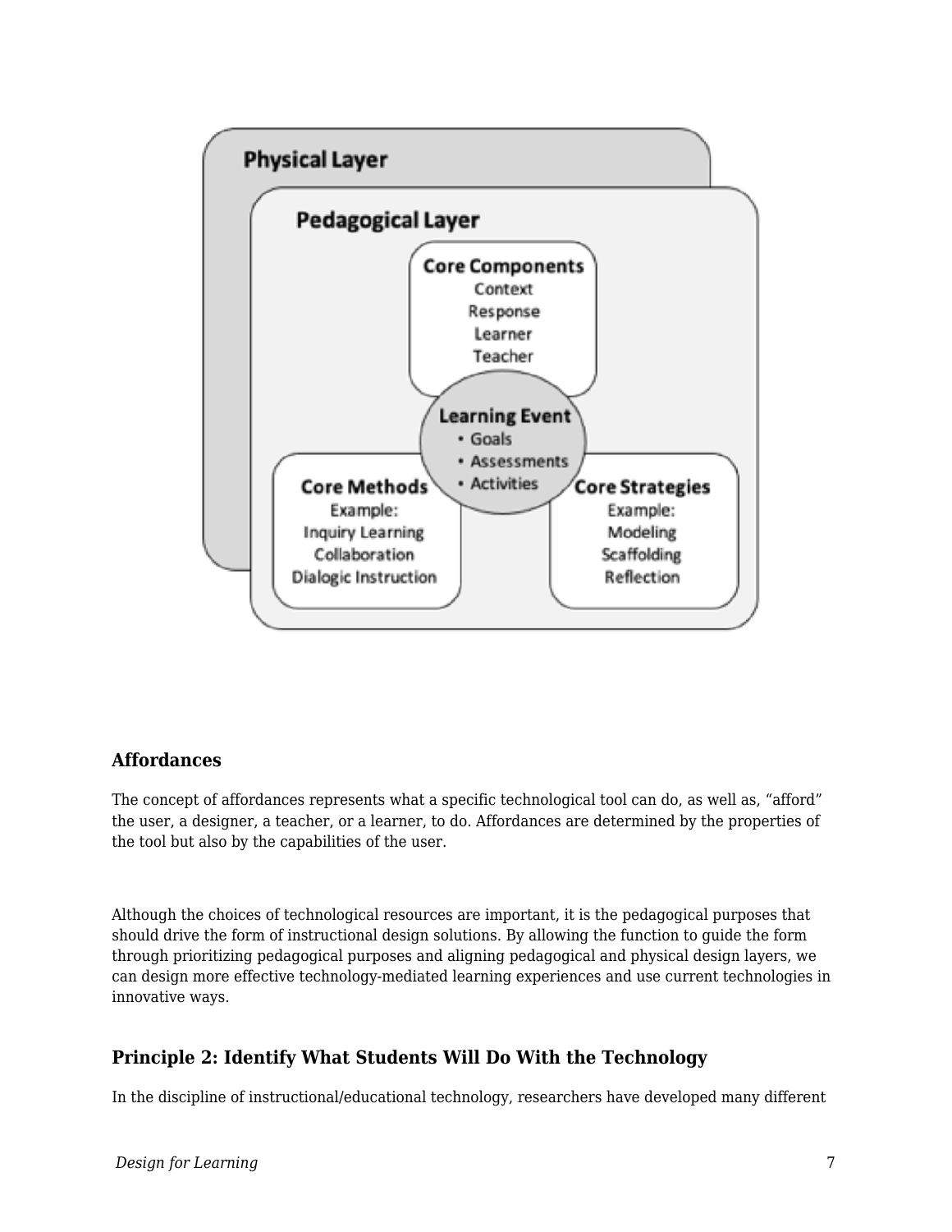**Physical Layer**

**Pedagogical Layer**

**Core Components**
Context
Response
Learner
Teacher

**Learning Event**
- Goals
- Assessments
- Activities

**Core Methods**
Example:
Inquiry Learning
Collaboration
Dialogic Instruction

**Core Strategies**
Example:
Modeling
Scaffolding
Reflection

### Affordances

The concept of affordances represents what a specific technological tool can do, as well as, "afford" the user, a designer, a teacher, or a learner, to do. Affordances are determined by the properties of the tool but also by the capabilities of the user.

Although the choices of technological resources are important, it is the pedagogical purposes that should drive the form of instructional design solutions. By allowing the function to guide the form through prioritizing pedagogical purposes and aligning pedagogical and physical design layers, we can design more effective technology-mediated learning experiences and use current technologies in innovative ways.

### Principle 2: Identify What Students Will Do With the Technology

In the discipline of instructional/educational technology, researchers have developed many different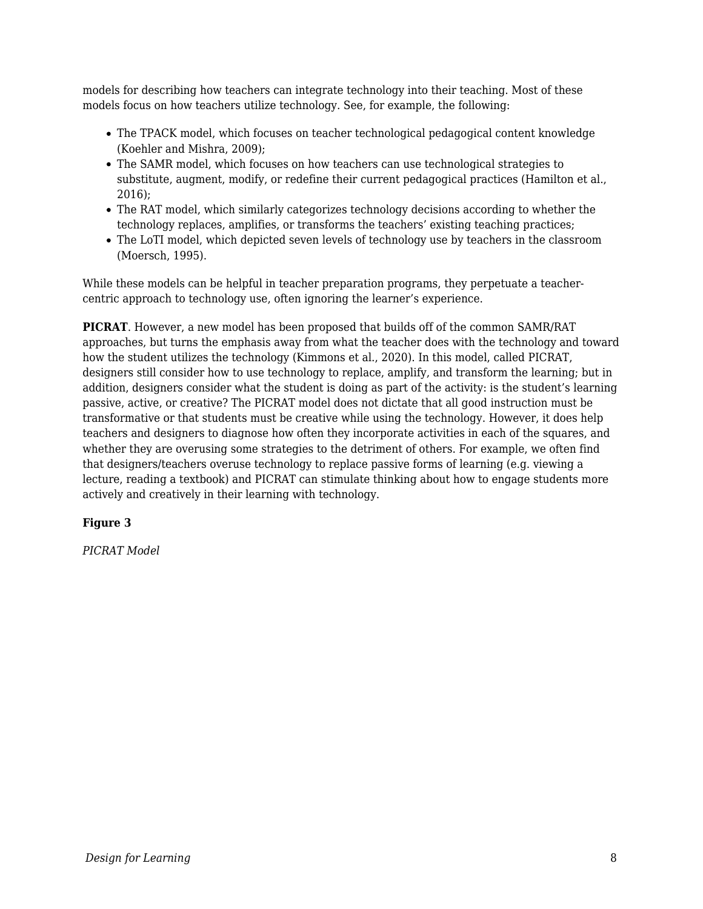models for describing how teachers can integrate technology into their teaching. Most of these models focus on how teachers utilize technology. See, for example, the following:

- The TPACK model, which focuses on teacher technological pedagogical content knowledge (Koehler and Mishra, 2009);
- The SAMR model, which focuses on how teachers can use technological strategies to substitute, augment, modify, or redefine their current pedagogical practices (Hamilton et al., 2016);
- The RAT model, which similarly categorizes technology decisions according to whether the technology replaces, amplifies, or transforms the teachers' existing teaching practices;
- The LoTI model, which depicted seven levels of technology use by teachers in the classroom (Moersch, 1995).

While these models can be helpful in teacher preparation programs, they perpetuate a teacher-centric approach to technology use, often ignoring the learner's experience.

**PICRAT**. However, a new model has been proposed that builds off of the common SAMR/RAT approaches, but turns the emphasis away from what the teacher does with the technology and toward how the student utilizes the technology (Kimmons et al., 2020). In this model, called PICRAT, designers still consider how to use technology to replace, amplify, and transform the learning; but in addition, designers consider what the student is doing as part of the activity: is the student's learning passive, active, or creative? The PICRAT model does not dictate that all good instruction must be transformative or that students must be creative while using the technology. However, it does help teachers and designers to diagnose how often they incorporate activities in each of the squares, and whether they are overusing some strategies to the detriment of others. For example, we often find that designers/teachers overuse technology to replace passive forms of learning (e.g. viewing a lecture, reading a textbook) and PICRAT can stimulate thinking about how to engage students more actively and creatively in their learning with technology.

**Figure 3**

*PICRAT Model*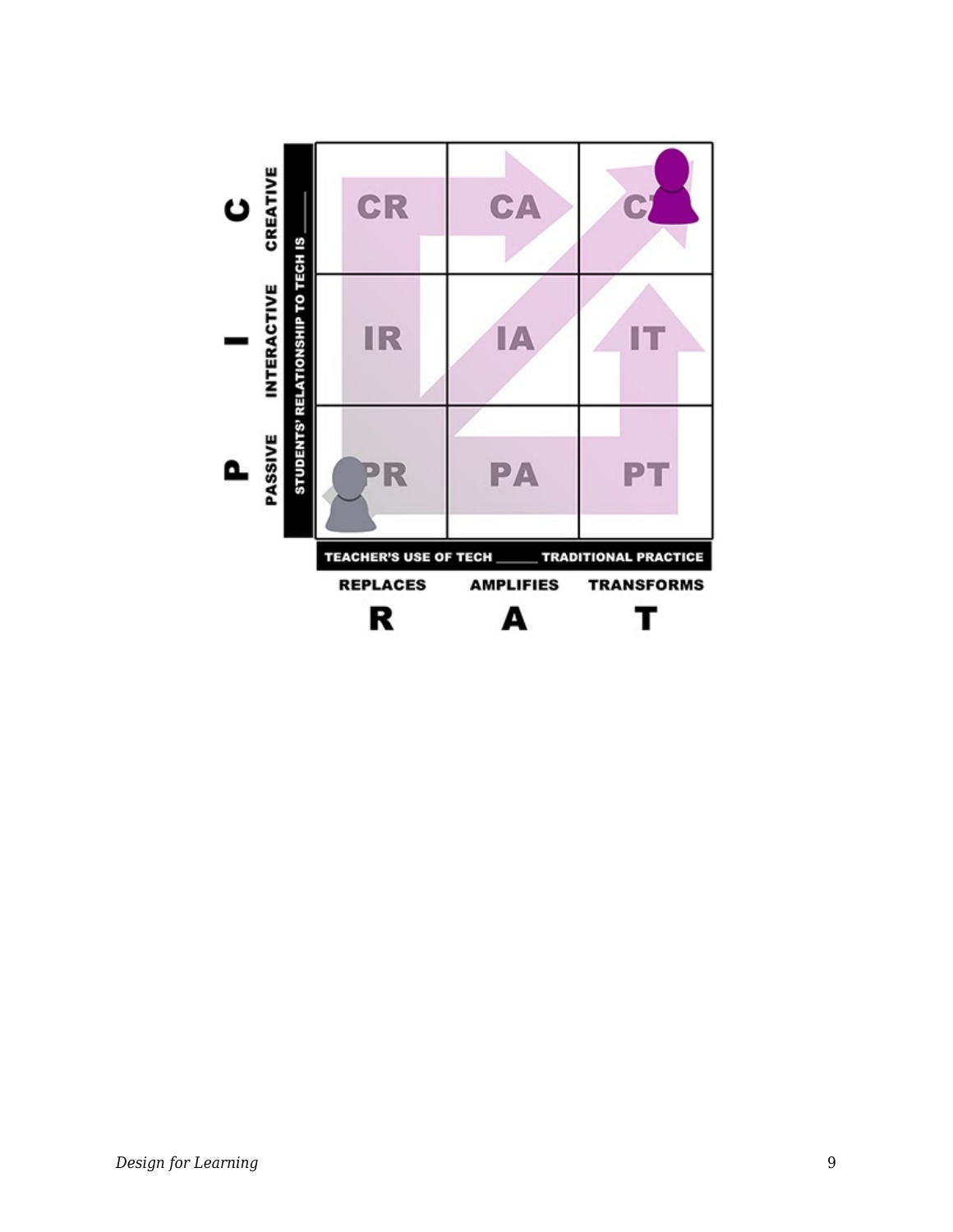| STUDENTS' RELATIONSHIP TO TECH IS ___ | REPLACES (R) | AMPLIFIES (A) | TRANSFORMS (T) |
|---|---|---|---|
| C – CREATIVE | CR | CA | CT |
| I – INTERACTIVE | IR | IA | IT |
| P – PASSIVE | PR | PA | PT |

TEACHER'S USE OF TECH ______ TRADITIONAL PRACTICE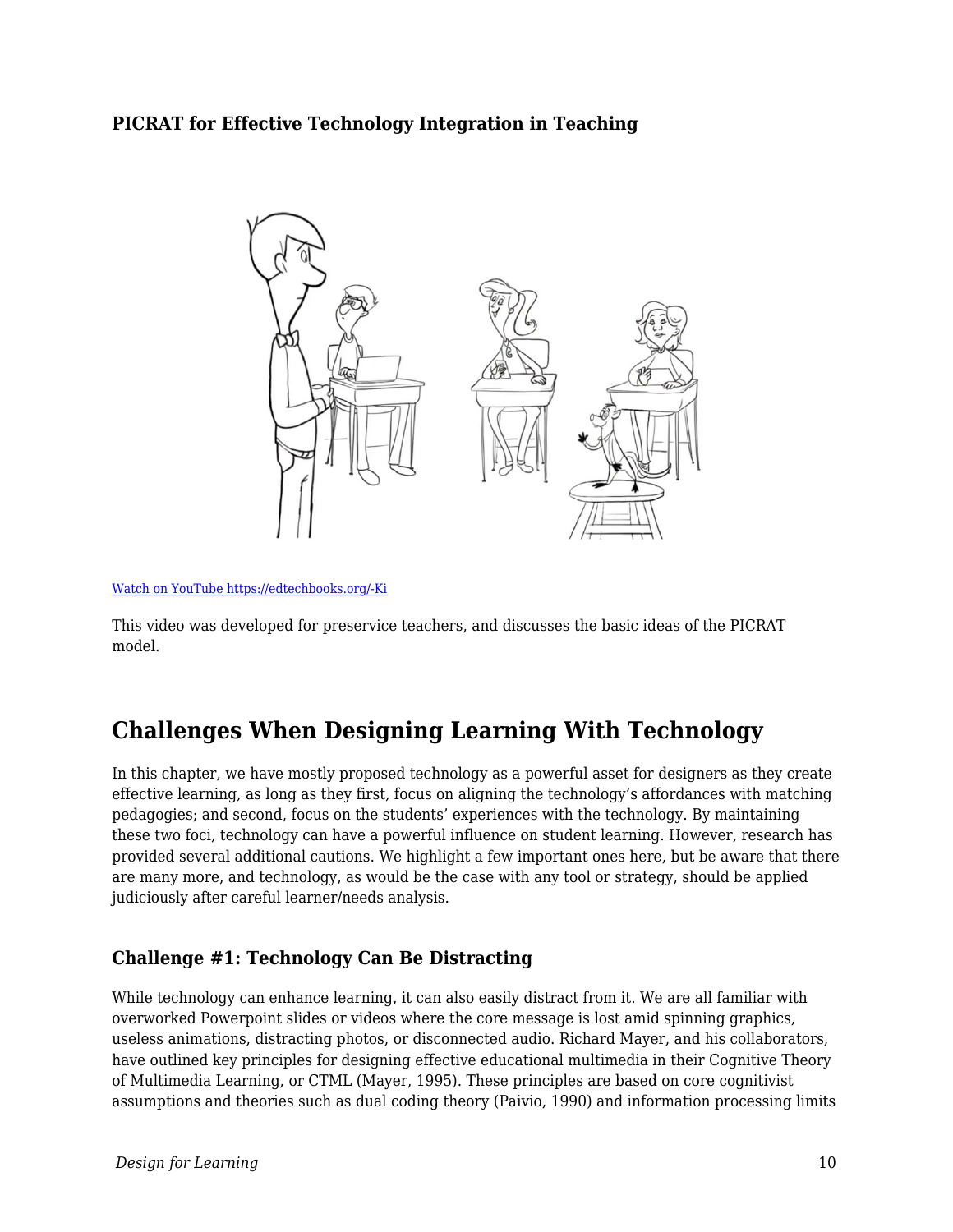**PICRAT for Effective Technology Integration in Teaching**

[Watch on YouTube https://edtechbooks.org/-Ki](https://edtechbooks.org/-Ki)

This video was developed for preservice teachers, and discusses the basic ideas of the PICRAT model.

## Challenges When Designing Learning With Technology

In this chapter, we have mostly proposed technology as a powerful asset for designers as they create effective learning, as long as they first, focus on aligning the technology's affordances with matching pedagogies; and second, focus on the students' experiences with the technology. By maintaining these two foci, technology can have a powerful influence on student learning. However, research has provided several additional cautions. We highlight a few important ones here, but be aware that there are many more, and technology, as would be the case with any tool or strategy, should be applied judiciously after careful learner/needs analysis.

### Challenge #1: Technology Can Be Distracting

While technology can enhance learning, it can also easily distract from it. We are all familiar with overworked Powerpoint slides or videos where the core message is lost amid spinning graphics, useless animations, distracting photos, or disconnected audio. Richard Mayer, and his collaborators, have outlined key principles for designing effective educational multimedia in their Cognitive Theory of Multimedia Learning, or CTML (Mayer, 1995). These principles are based on core cognitivist assumptions and theories such as dual coding theory (Paivio, 1990) and information processing limits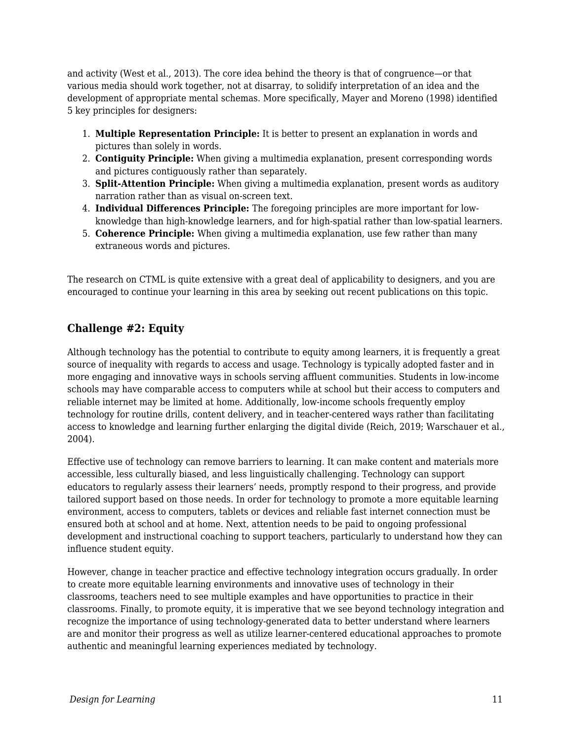and activity (West et al., 2013). The core idea behind the theory is that of congruence—or that various media should work together, not at disarray, to solidify interpretation of an idea and the development of appropriate mental schemas. More specifically, Mayer and Moreno (1998) identified 5 key principles for designers:

1. **Multiple Representation Principle:** It is better to present an explanation in words and pictures than solely in words.
2. **Contiguity Principle:** When giving a multimedia explanation, present corresponding words and pictures contiguously rather than separately.
3. **Split-Attention Principle:** When giving a multimedia explanation, present words as auditory narration rather than as visual on-screen text.
4. **Individual Differences Principle:** The foregoing principles are more important for low-knowledge than high-knowledge learners, and for high-spatial rather than low-spatial learners.
5. **Coherence Principle:** When giving a multimedia explanation, use few rather than many extraneous words and pictures.

The research on CTML is quite extensive with a great deal of applicability to designers, and you are encouraged to continue your learning in this area by seeking out recent publications on this topic.

### Challenge #2: Equity

Although technology has the potential to contribute to equity among learners, it is frequently a great source of inequality with regards to access and usage. Technology is typically adopted faster and in more engaging and innovative ways in schools serving affluent communities. Students in low-income schools may have comparable access to computers while at school but their access to computers and reliable internet may be limited at home. Additionally, low-income schools frequently employ technology for routine drills, content delivery, and in teacher-centered ways rather than facilitating access to knowledge and learning further enlarging the digital divide (Reich, 2019; Warschauer et al., 2004).

Effective use of technology can remove barriers to learning. It can make content and materials more accessible, less culturally biased, and less linguistically challenging. Technology can support educators to regularly assess their learners' needs, promptly respond to their progress, and provide tailored support based on those needs. In order for technology to promote a more equitable learning environment, access to computers, tablets or devices and reliable fast internet connection must be ensured both at school and at home. Next, attention needs to be paid to ongoing professional development and instructional coaching to support teachers, particularly to understand how they can influence student equity.

However, change in teacher practice and effective technology integration occurs gradually. In order to create more equitable learning environments and innovative uses of technology in their classrooms, teachers need to see multiple examples and have opportunities to practice in their classrooms. Finally, to promote equity, it is imperative that we see beyond technology integration and recognize the importance of using technology-generated data to better understand where learners are and monitor their progress as well as utilize learner-centered educational approaches to promote authentic and meaningful learning experiences mediated by technology.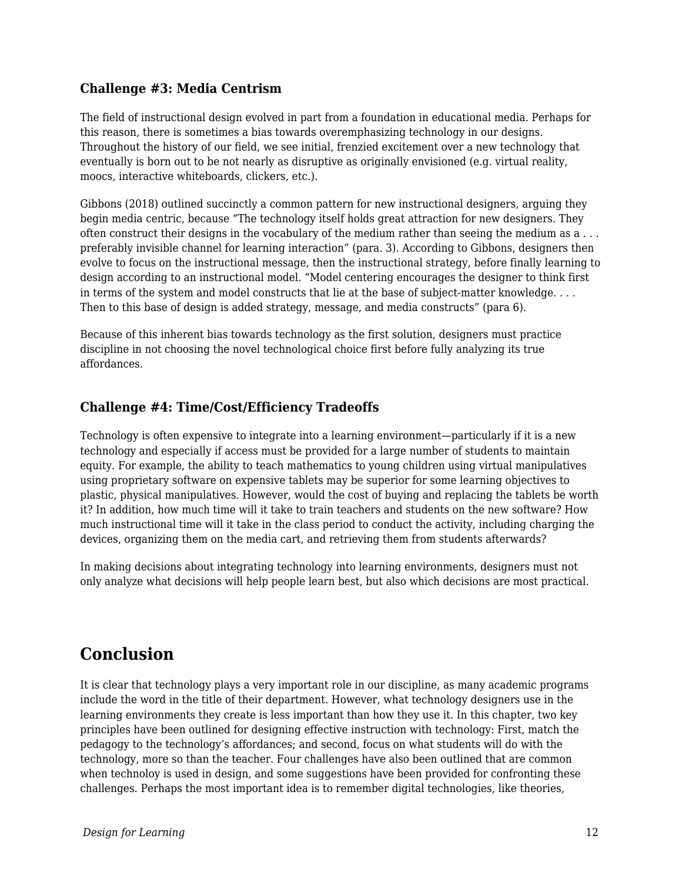### Challenge #3: Media Centrism

The field of instructional design evolved in part from a foundation in educational media. Perhaps for this reason, there is sometimes a bias towards overemphasizing technology in our designs. Throughout the history of our field, we see initial, frenzied excitement over a new technology that eventually is born out to be not nearly as disruptive as originally envisioned (e.g. virtual reality, moocs, interactive whiteboards, clickers, etc.).

Gibbons (2018) outlined succinctly a common pattern for new instructional designers, arguing they begin media centric, because "The technology itself holds great attraction for new designers. They often construct their designs in the vocabulary of the medium rather than seeing the medium as a . . . preferably invisible channel for learning interaction" (para. 3). According to Gibbons, designers then evolve to focus on the instructional message, then the instructional strategy, before finally learning to design according to an instructional model. "Model centering encourages the designer to think first in terms of the system and model constructs that lie at the base of subject-matter knowledge. . . . Then to this base of design is added strategy, message, and media constructs" (para 6).

Because of this inherent bias towards technology as the first solution, designers must practice discipline in not choosing the novel technological choice first before fully analyzing its true affordances.

### Challenge #4: Time/Cost/Efficiency Tradeoffs

Technology is often expensive to integrate into a learning environment—particularly if it is a new technology and especially if access must be provided for a large number of students to maintain equity. For example, the ability to teach mathematics to young children using virtual manipulatives using proprietary software on expensive tablets may be superior for some learning objectives to plastic, physical manipulatives. However, would the cost of buying and replacing the tablets be worth it? In addition, how much time will it take to train teachers and students on the new software? How much instructional time will it take in the class period to conduct the activity, including charging the devices, organizing them on the media cart, and retrieving them from students afterwards?

In making decisions about integrating technology into learning environments, designers must not only analyze what decisions will help people learn best, but also which decisions are most practical.

## Conclusion

It is clear that technology plays a very important role in our discipline, as many academic programs include the word in the title of their department. However, what technology designers use in the learning environments they create is less important than how they use it. In this chapter, two key principles have been outlined for designing effective instruction with technology: First, match the pedagogy to the technology's affordances; and second, focus on what students will do with the technology, more so than the teacher. Four challenges have also been outlined that are common when technoloy is used in design, and some suggestions have been provided for confronting these challenges. Perhaps the most important idea is to remember digital technologies, like theories,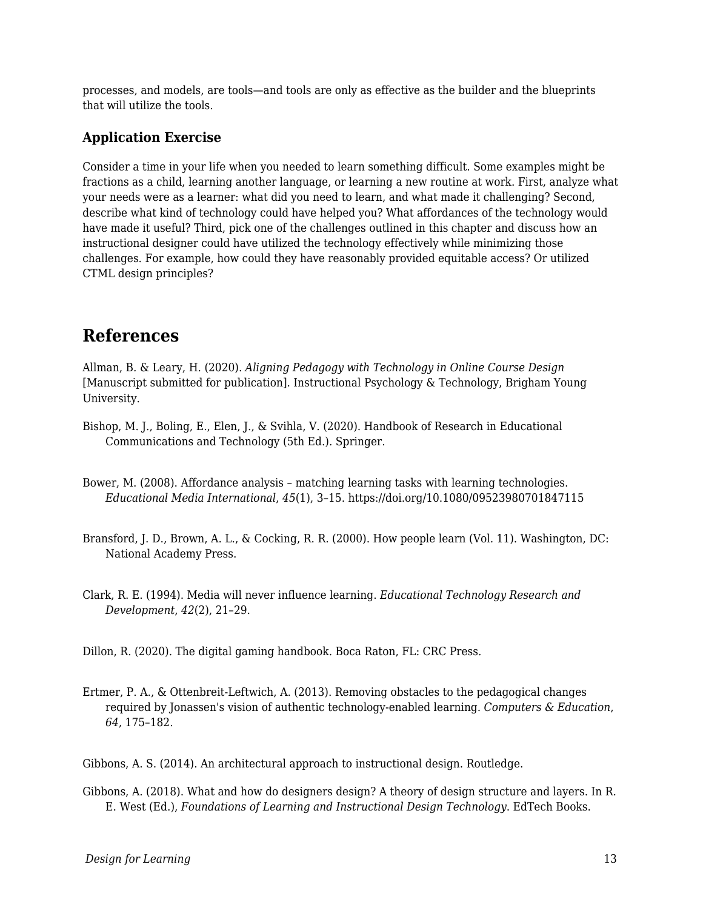processes, and models, are tools—and tools are only as effective as the builder and the blueprints that will utilize the tools.

### Application Exercise

Consider a time in your life when you needed to learn something difficult. Some examples might be fractions as a child, learning another language, or learning a new routine at work. First, analyze what your needs were as a learner: what did you need to learn, and what made it challenging? Second, describe what kind of technology could have helped you? What affordances of the technology would have made it useful? Third, pick one of the challenges outlined in this chapter and discuss how an instructional designer could have utilized the technology effectively while minimizing those challenges. For example, how could they have reasonably provided equitable access? Or utilized CTML design principles?

## References

Allman, B. & Leary, H. (2020). *Aligning Pedagogy with Technology in Online Course Design* [Manuscript submitted for publication]. Instructional Psychology & Technology, Brigham Young University.

Bishop, M. J., Boling, E., Elen, J., & Svihla, V. (2020). Handbook of Research in Educational Communications and Technology (5th Ed.). Springer.

Bower, M. (2008). Affordance analysis – matching learning tasks with learning technologies. *Educational Media International*, *45*(1), 3–15. https://doi.org/10.1080/09523980701847115

Bransford, J. D., Brown, A. L., & Cocking, R. R. (2000). How people learn (Vol. 11). Washington, DC: National Academy Press.

Clark, R. E. (1994). Media will never influence learning. *Educational Technology Research and Development*, *42*(2), 21–29.

Dillon, R. (2020). The digital gaming handbook. Boca Raton, FL: CRC Press.

Ertmer, P. A., & Ottenbreit-Leftwich, A. (2013). Removing obstacles to the pedagogical changes required by Jonassen's vision of authentic technology-enabled learning. *Computers & Education*, *64*, 175–182.

Gibbons, A. S. (2014). An architectural approach to instructional design. Routledge.

Gibbons, A. (2018). What and how do designers design? A theory of design structure and layers. In R. E. West (Ed.), *Foundations of Learning and Instructional Design Technology*. EdTech Books.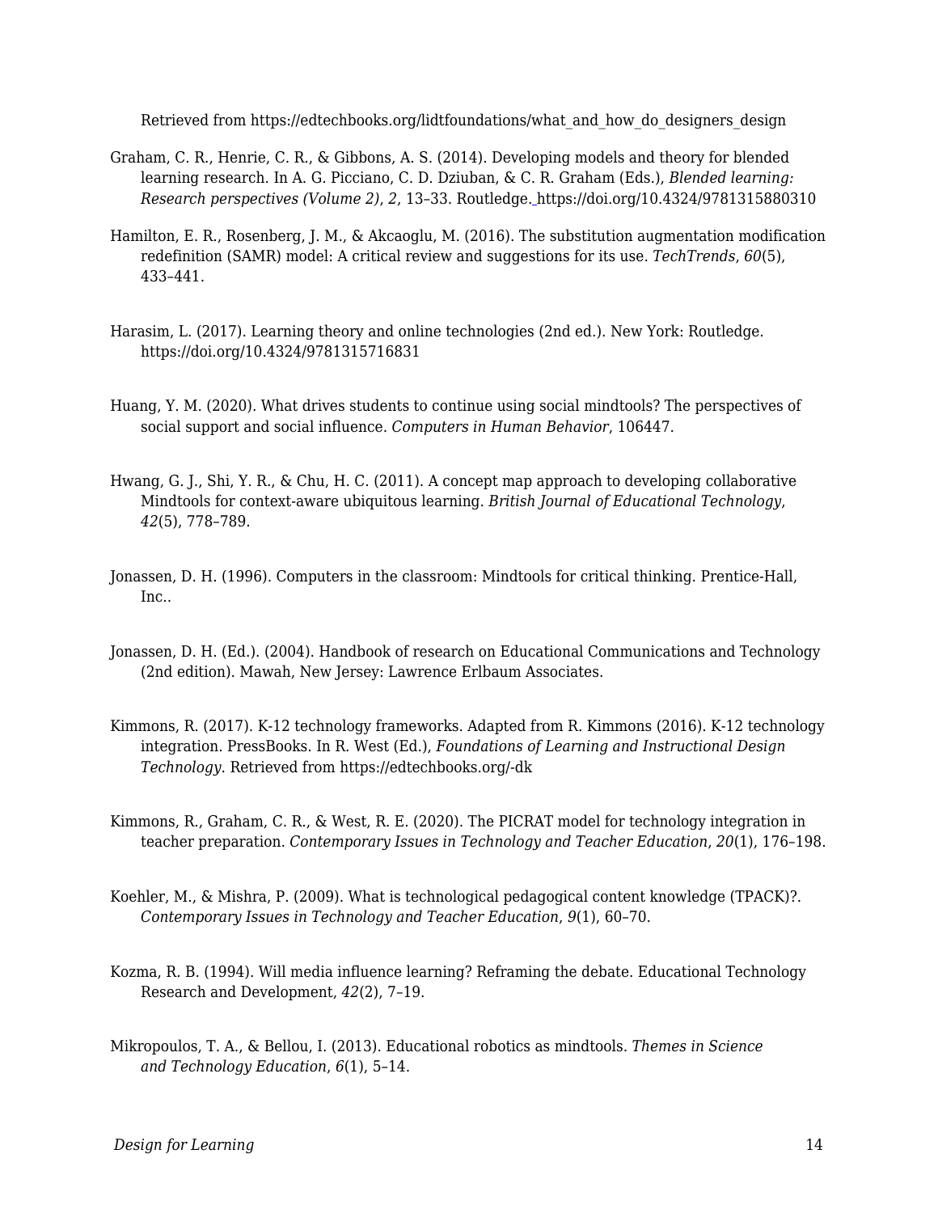Retrieved from https://edtechbooks.org/lidtfoundations/what_and_how_do_designers_design

Graham, C. R., Henrie, C. R., & Gibbons, A. S. (2014). Developing models and theory for blended learning research. In A. G. Picciano, C. D. Dziuban, & C. R. Graham (Eds.), *Blended learning: Research perspectives (Volume 2)*, *2*, 13–33. Routledge. https://doi.org/10.4324/9781315880310

Hamilton, E. R., Rosenberg, J. M., & Akcaoglu, M. (2016). The substitution augmentation modification redefinition (SAMR) model: A critical review and suggestions for its use. *TechTrends*, *60*(5), 433–441.

Harasim, L. (2017). Learning theory and online technologies (2nd ed.). New York: Routledge. https://doi.org/10.4324/9781315716831

Huang, Y. M. (2020). What drives students to continue using social mindtools? The perspectives of social support and social influence. *Computers in Human Behavior*, 106447.

Hwang, G. J., Shi, Y. R., & Chu, H. C. (2011). A concept map approach to developing collaborative Mindtools for context-aware ubiquitous learning. *British Journal of Educational Technology*, *42*(5), 778–789.

Jonassen, D. H. (1996). Computers in the classroom: Mindtools for critical thinking. Prentice-Hall, Inc..

Jonassen, D. H. (Ed.). (2004). Handbook of research on Educational Communications and Technology (2nd edition). Mawah, New Jersey: Lawrence Erlbaum Associates.

Kimmons, R. (2017). K-12 technology frameworks. Adapted from R. Kimmons (2016). K-12 technology integration. PressBooks. In R. West (Ed.), *Foundations of Learning and Instructional Design Technology*. Retrieved from https://edtechbooks.org/-dk

Kimmons, R., Graham, C. R., & West, R. E. (2020). The PICRAT model for technology integration in teacher preparation. *Contemporary Issues in Technology and Teacher Education*, *20*(1), 176–198.

Koehler, M., & Mishra, P. (2009). What is technological pedagogical content knowledge (TPACK)?. *Contemporary Issues in Technology and Teacher Education*, *9*(1), 60–70.

Kozma, R. B. (1994). Will media influence learning? Reframing the debate. Educational Technology Research and Development, *42*(2), 7–19.

Mikropoulos, T. A., & Bellou, I. (2013). Educational robotics as mindtools. *Themes in Science and Technology Education*, *6*(1), 5–14.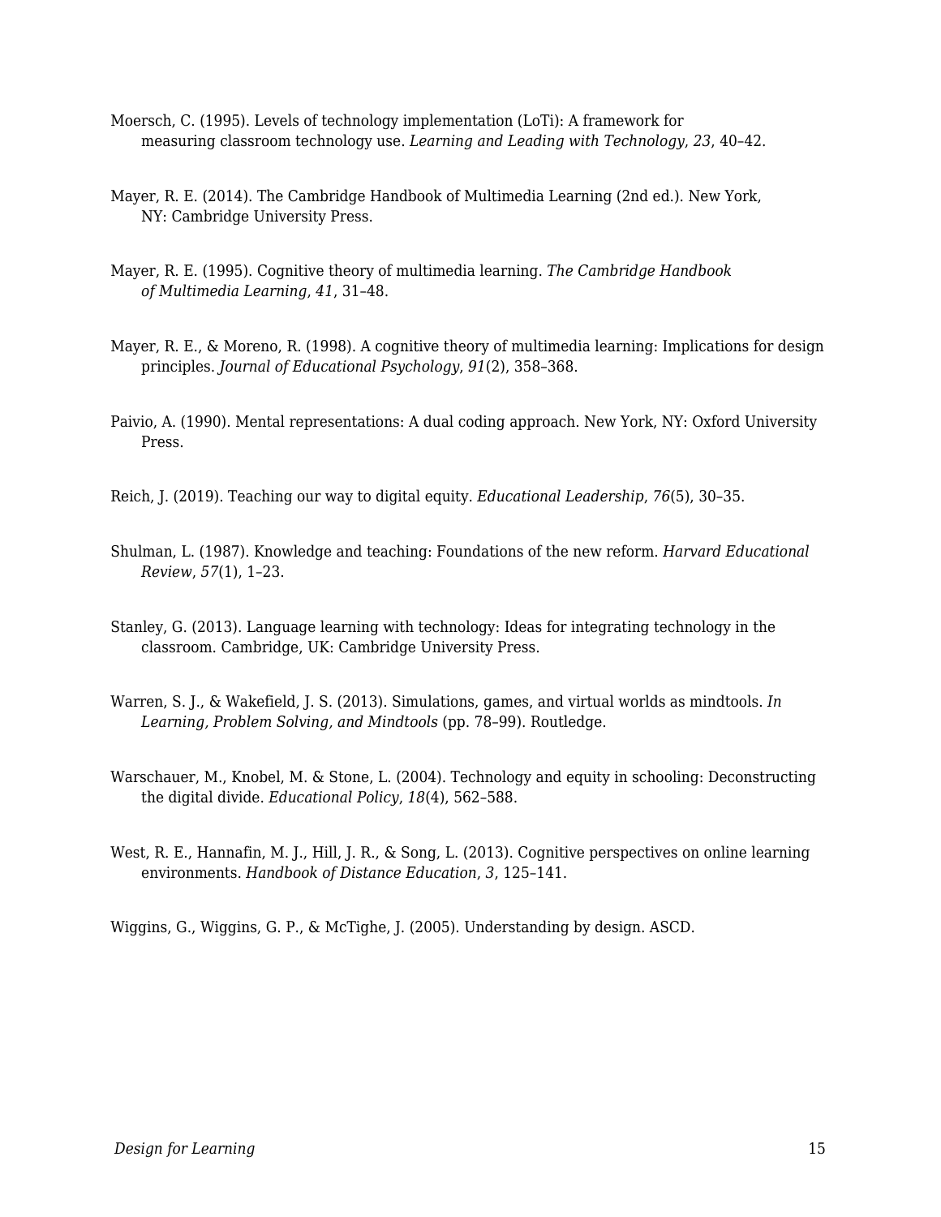Moersch, C. (1995). Levels of technology implementation (LoTi): A framework for measuring classroom technology use. *Learning and Leading with Technology*, *23*, 40–42.

Mayer, R. E. (2014). The Cambridge Handbook of Multimedia Learning (2nd ed.). New York, NY: Cambridge University Press.

Mayer, R. E. (1995). Cognitive theory of multimedia learning. *The Cambridge Handbook of Multimedia Learning*, *41*, 31–48.

Mayer, R. E., & Moreno, R. (1998). A cognitive theory of multimedia learning: Implications for design principles. *Journal of Educational Psychology*, *91*(2), 358–368.

Paivio, A. (1990). Mental representations: A dual coding approach. New York, NY: Oxford University Press.

Reich, J. (2019). Teaching our way to digital equity. *Educational Leadership*, *76*(5), 30–35.

Shulman, L. (1987). Knowledge and teaching: Foundations of the new reform. *Harvard Educational Review*, *57*(1), 1–23.

Stanley, G. (2013). Language learning with technology: Ideas for integrating technology in the classroom. Cambridge, UK: Cambridge University Press.

Warren, S. J., & Wakefield, J. S. (2013). Simulations, games, and virtual worlds as mindtools. *In Learning, Problem Solving, and Mindtools* (pp. 78–99). Routledge.

Warschauer, M., Knobel, M. & Stone, L. (2004). Technology and equity in schooling: Deconstructing the digital divide. *Educational Policy*, *18*(4), 562–588.

West, R. E., Hannafin, M. J., Hill, J. R., & Song, L. (2013). Cognitive perspectives on online learning environments. *Handbook of Distance Education*, *3*, 125–141.

Wiggins, G., Wiggins, G. P., & McTighe, J. (2005). Understanding by design. ASCD.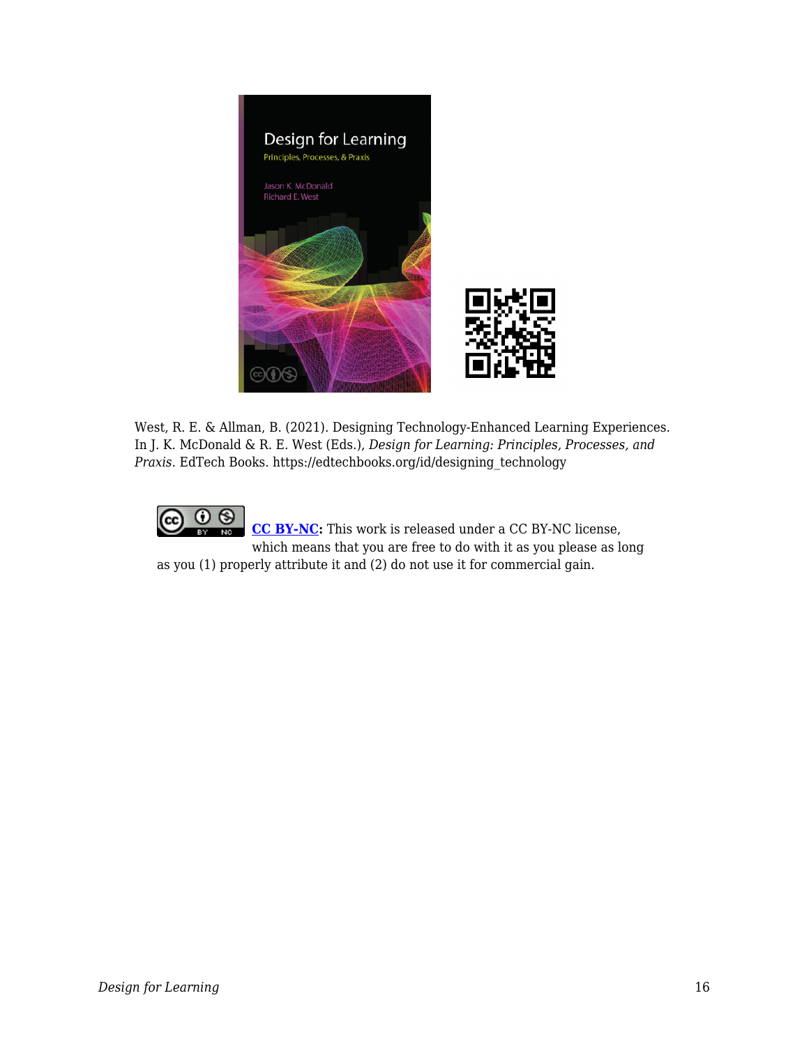West, R. E. & Allman, B. (2021). Designing Technology-Enhanced Learning Experiences. In J. K. McDonald & R. E. West (Eds.), *Design for Learning: Principles, Processes, and Praxis*. EdTech Books. https://edtechbooks.org/id/designing_technology

**CC BY-NC:** This work is released under a CC BY-NC license, which means that you are free to do with it as you please as long as you (1) properly attribute it and (2) do not use it for commercial gain.